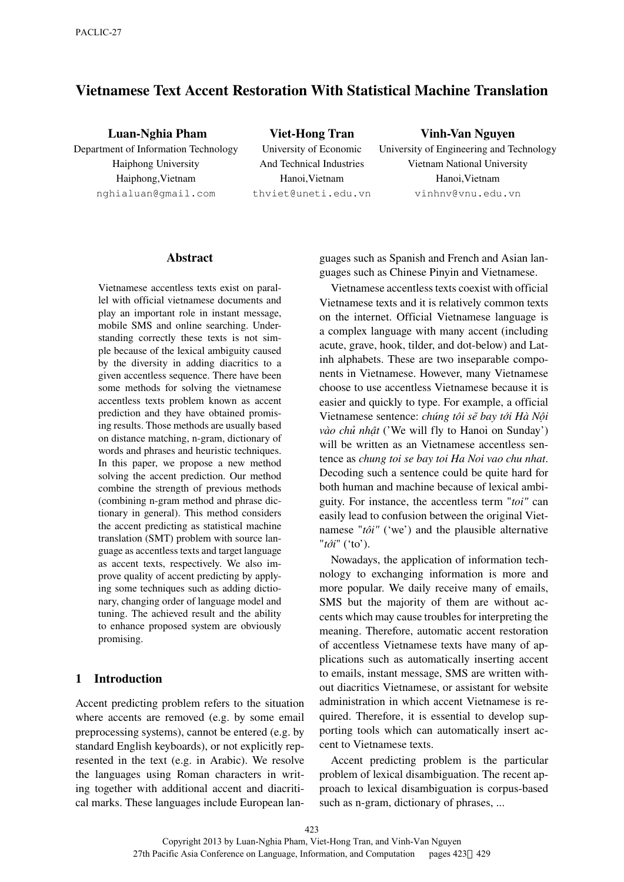# Vietnamese Text Accent Restoration With Statistical Machine Translation

**Luan-Nghia Pham**
Department of Information Technology
Haiphong University
Haiphong,Vietnam
nghialuan@gmail.com

**Viet-Hong Tran**
University of Economic
And Technical Industries
Hanoi,Vietnam
thviet@uneti.edu.vn

**Vinh-Van Nguyen**
University of Engineering and Technology
Vietnam National University
Hanoi,Vietnam
vinhnv@vnu.edu.vn

## Abstract

Vietnamese accentless texts exist on parallel with official vietnamese documents and play an important role in instant message, mobile SMS and online searching. Understanding correctly these texts is not simple because of the lexical ambiguity caused by the diversity in adding diacritics to a given accentless sequence. There have been some methods for solving the vietnamese accentless texts problem known as accent prediction and they have obtained promising results. Those methods are usually based on distance matching, n-gram, dictionary of words and phrases and heuristic techniques. In this paper, we propose a new method solving the accent prediction. Our method combine the strength of previous methods (combining n-gram method and phrase dictionary in general). This method considers the accent predicting as statistical machine translation (SMT) problem with source language as accentless texts and target language as accent texts, respectively. We also improve quality of accent predicting by applying some techniques such as adding dictionary, changing order of language model and tuning. The achieved result and the ability to enhance proposed system are obviously promising.

## 1 Introduction

Accent predicting problem refers to the situation where accents are removed (e.g. by some email preprocessing systems), cannot be entered (e.g. by standard English keyboards), or not explicitly represented in the text (e.g. in Arabic). We resolve the languages using Roman characters in writing together with additional accent and diacritical marks. These languages include European languages such as Spanish and French and Asian languages such as Chinese Pinyin and Vietnamese.

Vietnamese accentless texts coexist with official Vietnamese texts and it is relatively common texts on the internet. Official Vietnamese language is a complex language with many accent (including acute, grave, hook, tilder, and dot-below) and Latinh alphabets. These are two inseparable components in Vietnamese. However, many Vietnamese choose to use accentless Vietnamese because it is easier and quickly to type. For example, a official Vietnamese sentence: *chúng tôi sẽ bay tới Hà Nội vào chủ nhật* ('We will fly to Hanoi on Sunday') will be written as an Vietnamese accentless sentence as *chung toi se bay toi Ha Noi vao chu nhat*. Decoding such a sentence could be quite hard for both human and machine because of lexical ambiguity. For instance, the accentless term "*toi"* can easily lead to confusion between the original Vietnamese "*tôi"* ('we') and the plausible alternative "*tới*" ('to').

Nowadays, the application of information technology to exchanging information is more and more popular. We daily receive many of emails, SMS but the majority of them are without accents which may cause troubles for interpreting the meaning. Therefore, automatic accent restoration of accentless Vietnamese texts have many of applications such as automatically inserting accent to emails, instant message, SMS are written without diacritics Vietnamese, or assistant for website administration in which accent Vietnamese is required. Therefore, it is essential to develop supporting tools which can automatically insert accent to Vietnamese texts.

Accent predicting problem is the particular problem of lexical disambiguation. The recent approach to lexical disambiguation is corpus-based such as n-gram, dictionary of phrases, ...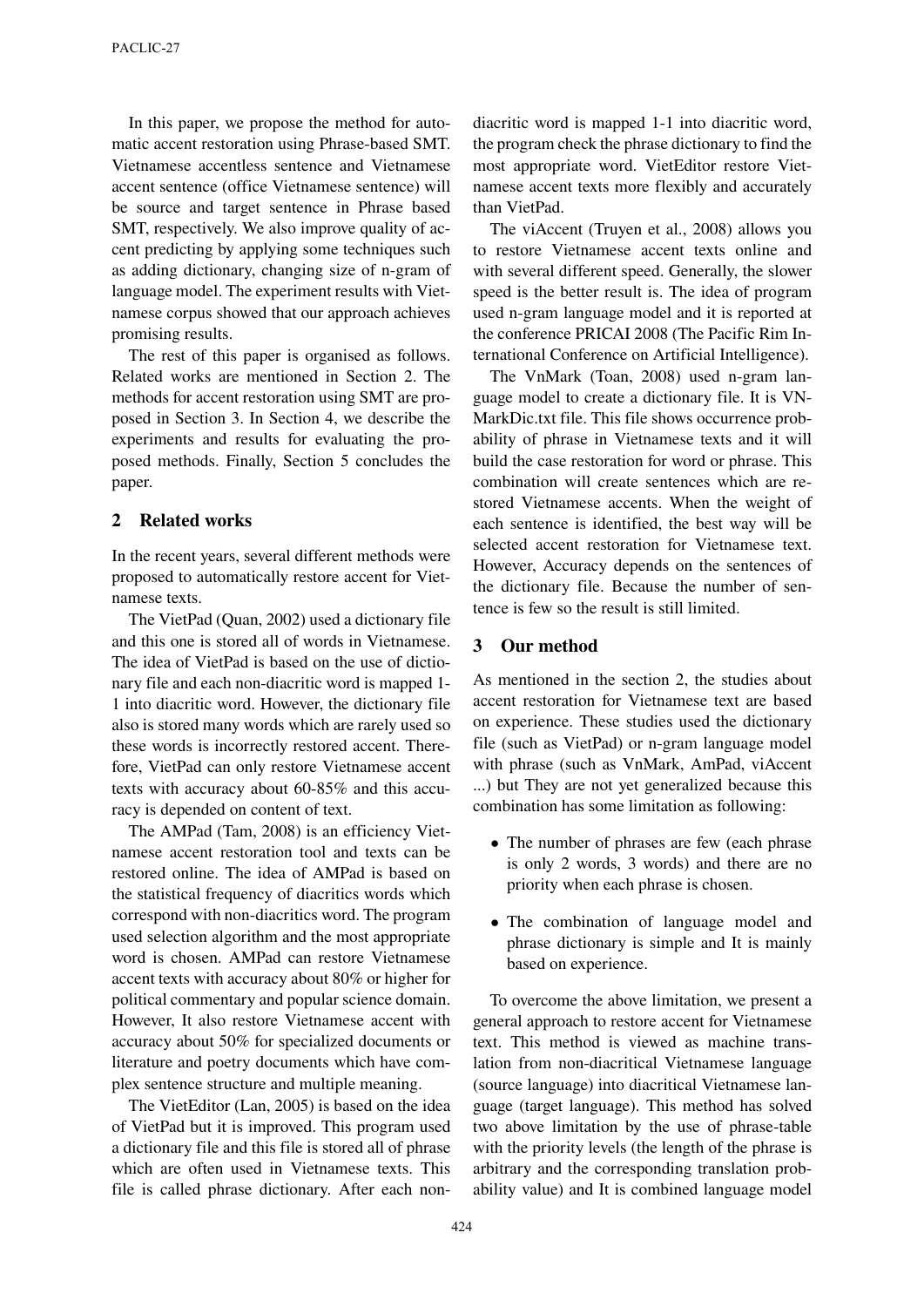In this paper, we propose the method for automatic accent restoration using Phrase-based SMT. Vietnamese accentless sentence and Vietnamese accent sentence (office Vietnamese sentence) will be source and target sentence in Phrase based SMT, respectively. We also improve quality of accent predicting by applying some techniques such as adding dictionary, changing size of n-gram of language model. The experiment results with Vietnamese corpus showed that our approach achieves promising results.

The rest of this paper is organised as follows. Related works are mentioned in Section 2. The methods for accent restoration using SMT are proposed in Section 3. In Section 4, we describe the experiments and results for evaluating the proposed methods. Finally, Section 5 concludes the paper.

## 2 Related works

In the recent years, several different methods were proposed to automatically restore accent for Vietnamese texts.

The VietPad (Quan, 2002) used a dictionary file and this one is stored all of words in Vietnamese. The idea of VietPad is based on the use of dictionary file and each non-diacritic word is mapped 1-1 into diacritic word. However, the dictionary file also is stored many words which are rarely used so these words is incorrectly restored accent. Therefore, VietPad can only restore Vietnamese accent texts with accuracy about 60-85% and this accuracy is depended on content of text.

The AMPad (Tam, 2008) is an efficiency Vietnamese accent restoration tool and texts can be restored online. The idea of AMPad is based on the statistical frequency of diacritics words which correspond with non-diacritics word. The program used selection algorithm and the most appropriate word is chosen. AMPad can restore Vietnamese accent texts with accuracy about 80% or higher for political commentary and popular science domain. However, It also restore Vietnamese accent with accuracy about 50% for specialized documents or literature and poetry documents which have complex sentence structure and multiple meaning.

The VietEditor (Lan, 2005) is based on the idea of VietPad but it is improved. This program used a dictionary file and this file is stored all of phrase which are often used in Vietnamese texts. This file is called phrase dictionary. After each non-diacritic word is mapped 1-1 into diacritic word, the program check the phrase dictionary to find the most appropriate word. VietEditor restore Vietnamese accent texts more flexibly and accurately than VietPad.

The viAccent (Truyen et al., 2008) allows you to restore Vietnamese accent texts online and with several different speed. Generally, the slower speed is the better result is. The idea of program used n-gram language model and it is reported at the conference PRICAI 2008 (The Pacific Rim International Conference on Artificial Intelligence).

The VnMark (Toan, 2008) used n-gram language model to create a dictionary file. It is VNMarkDic.txt file. This file shows occurrence probability of phrase in Vietnamese texts and it will build the case restoration for word or phrase. This combination will create sentences which are restored Vietnamese accents. When the weight of each sentence is identified, the best way will be selected accent restoration for Vietnamese text. However, Accuracy depends on the sentences of the dictionary file. Because the number of sentence is few so the result is still limited.

## 3 Our method

As mentioned in the section 2, the studies about accent restoration for Vietnamese text are based on experience. These studies used the dictionary file (such as VietPad) or n-gram language model with phrase (such as VnMark, AmPad, viAccent ...) but They are not yet generalized because this combination has some limitation as following:

- The number of phrases are few (each phrase is only 2 words, 3 words) and there are no priority when each phrase is chosen.
- The combination of language model and phrase dictionary is simple and It is mainly based on experience.

To overcome the above limitation, we present a general approach to restore accent for Vietnamese text. This method is viewed as machine translation from non-diacritical Vietnamese language (source language) into diacritical Vietnamese language (target language). This method has solved two above limitation by the use of phrase-table with the priority levels (the length of the phrase is arbitrary and the corresponding translation probability value) and It is combined language model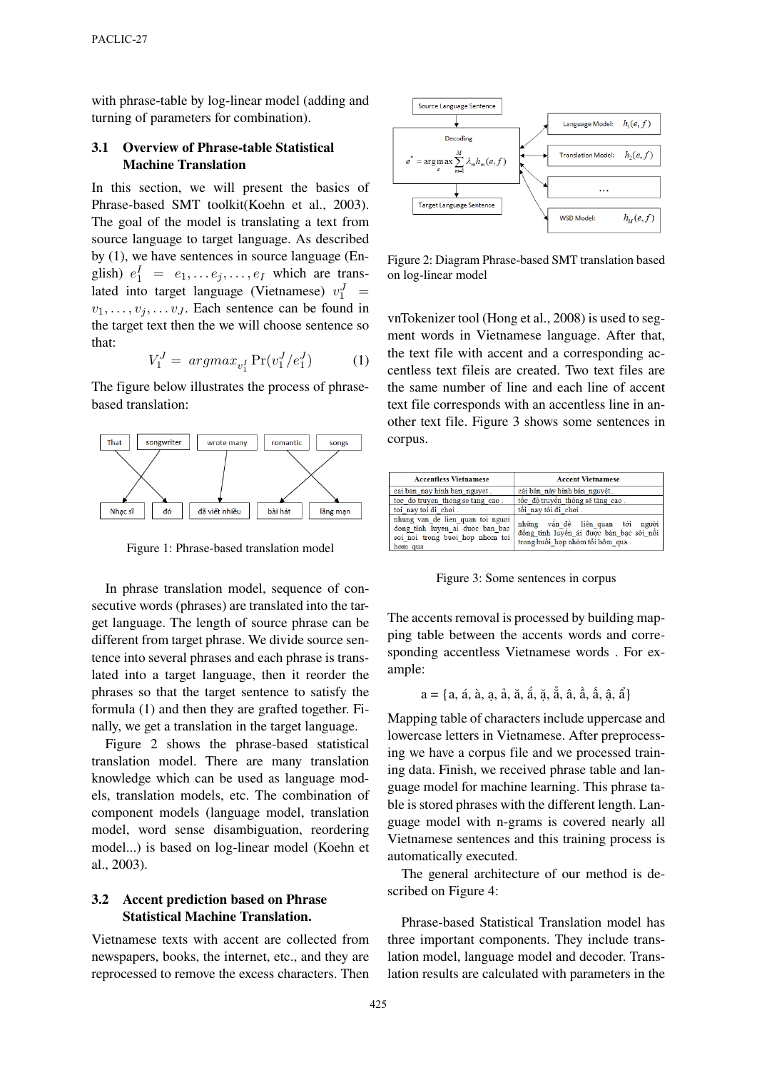with phrase-table by log-linear model (adding and turning of parameters for combination).

### 3.1 Overview of Phrase-table Statistical Machine Translation

In this section, we will present the basics of Phrase-based SMT toolkit(Koehn et al., 2003). The goal of the model is translating a text from source language to target language. As described by (1), we have sentences in source language (English) $e_1^I = e_1, \ldots e_j, \ldots, e_I$ which are translated into target language (Vietnamese) $v_1^J = v_1, \ldots, v_j, \ldots v_J$. Each sentence can be found in the target text then the we will choose sentence so that:

$$V_1^J = argmax_{v_1^I} \Pr(v_1^J / e_1^J) \quad (1)$$

The figure below illustrates the process of phrase-based translation:

Figure 1: Phrase-based translation model

In phrase translation model, sequence of consecutive words (phrases) are translated into the target language. The length of source phrase can be different from target phrase. We divide source sentence into several phrases and each phrase is translated into a target language, then it reorder the phrases so that the target sentence to satisfy the formula (1) and then they are grafted together. Finally, we get a translation in the target language.

Figure 2 shows the phrase-based statistical translation model. There are many translation knowledge which can be used as language models, translation models, etc. The combination of component models (language model, translation model, word sense disambiguation, reordering model...) is based on log-linear model (Koehn et al., 2003).

### 3.2 Accent prediction based on Phrase Statistical Machine Translation.

Vietnamese texts with accent are collected from newspapers, books, the internet, etc., and they are reprocessed to remove the excess characters. Then

Figure 2: Diagram Phrase-based SMT translation based on log-linear model

vnTokenizer tool (Hong et al., 2008) is used to segment words in Vietnamese language. After that, the text file with accent and a corresponding accentless text fileis are created. Two text files are the same number of line and each line of accent text file corresponds with an accentless line in another text file. Figure 3 shows some sentences in corpus.

| Accentless Vietnamese | Accent Vietnamese |
|---|---|
| cai ban_nay hinh ban_nguyet . | cái bàn_này hình bán_nguyệt . |
| toc_do truyen_thong se tang_cao . | tốc_độ truyền_thông sẽ tăng_cao . |
| toi_nay toi di_choi . | tối_nay tôi đi_chơi . |
| nhung van_de lien_quan toi nguoi dong_tinh luyen_ai duoc ban_bac soi_noi trong buoi_hop nhom toi hom_qua | những vấn_đề liên_quan tới người đồng_tính luyến_ái được bàn_bạc sôi_nổi trong buổi_họp nhóm tối hôm_qua . |

Figure 3: Some sentences in corpus

The accents removal is processed by building mapping table between the accents words and corresponding accentless Vietnamese words . For example:

a = {a, á, à, ạ, ả, ă, ắ, ặ, ẳ, â, ầ, ấ, ậ, ẩ}

Mapping table of characters include uppercase and lowercase letters in Vietnamese. After preprocessing we have a corpus file and we processed training data. Finish, we received phrase table and language model for machine learning. This phrase table is stored phrases with the different length. Language model with n-grams is covered nearly all Vietnamese sentences and this training process is automatically executed.

The general architecture of our method is described on Figure 4:

Phrase-based Statistical Translation model has three important components. They include translation model, language model and decoder. Translation results are calculated with parameters in the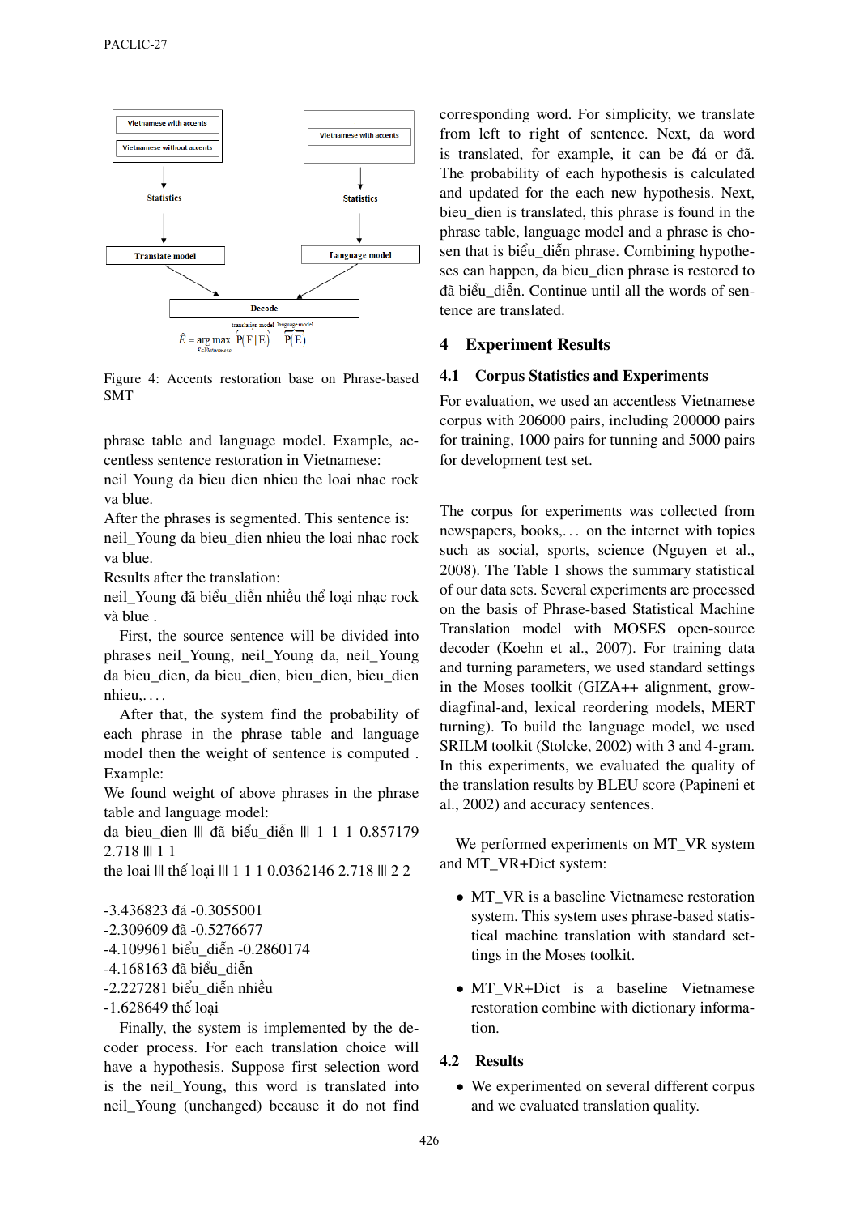Figure 4: Accents restoration base on Phrase-based SMT

phrase table and language model. Example, accentless sentence restoration in Vietnamese:
neil Young da bieu dien nhieu the loai nhac rock va blue.
After the phrases is segmented. This sentence is:
neil_Young da bieu_dien nhieu the loai nhac rock va blue.
Results after the translation:
neil_Young đã biểu_diễn nhiều thể loại nhạc rock và blue .

First, the source sentence will be divided into phrases neil_Young, neil_Young da, neil_Young da bieu_dien, da bieu_dien, bieu_dien, bieu_dien nhieu,. . . .

After that, the system find the probability of each phrase in the phrase table and language model then the weight of sentence is computed .
Example:
We found weight of above phrases in the phrase table and language model:
da bieu_dien ||| đã biểu_diễn ||| 1 1 1 0.857179 2.718 ||| 1 1
the loai ||| thể loại ||| 1 1 1 0.0362146 2.718 ||| 2 2

-3.436823 đá -0.3055001
-2.309609 đã -0.5276677
-4.109961 biểu_diễn -0.2860174
-4.168163 đã biểu_diễn
-2.227281 biểu_diễn nhiều
-1.628649 thể loại

Finally, the system is implemented by the decoder process. For each translation choice will have a hypothesis. Suppose first selection word is the neil_Young, this word is translated into neil_Young (unchanged) because it do not find corresponding word. For simplicity, we translate from left to right of sentence. Next, da word is translated, for example, it can be đá or đã. The probability of each hypothesis is calculated and updated for the each new hypothesis. Next, bieu_dien is translated, this phrase is found in the phrase table, language model and a phrase is chosen that is biểu_diễn phrase. Combining hypotheses can happen, da bieu_dien phrase is restored to đã biểu_diễn. Continue until all the words of sentence are translated.

# 4 Experiment Results

## 4.1 Corpus Statistics and Experiments

For evaluation, we used an accentless Vietnamese corpus with 206000 pairs, including 200000 pairs for training, 1000 pairs for tunning and 5000 pairs for development test set.

The corpus for experiments was collected from newspapers, books,. . . on the internet with topics such as social, sports, science (Nguyen et al., 2008). The Table 1 shows the summary statistical of our data sets. Several experiments are processed on the basis of Phrase-based Statistical Machine Translation model with MOSES open-source decoder (Koehn et al., 2007). For training data and turning parameters, we used standard settings in the Moses toolkit (GIZA++ alignment, grow-diagfinal-and, lexical reordering models, MERT turning). To build the language model, we used SRILM toolkit (Stolcke, 2002) with 3 and 4-gram. In this experiments, we evaluated the quality of the translation results by BLEU score (Papineni et al., 2002) and accuracy sentences.

We performed experiments on MT_VR system and MT_VR+Dict system:

- MT_VR is a baseline Vietnamese restoration system. This system uses phrase-based statistical machine translation with standard settings in the Moses toolkit.
- MT_VR+Dict is a baseline Vietnamese restoration combine with dictionary information.

## 4.2 Results

- We experimented on several different corpus and we evaluated translation quality.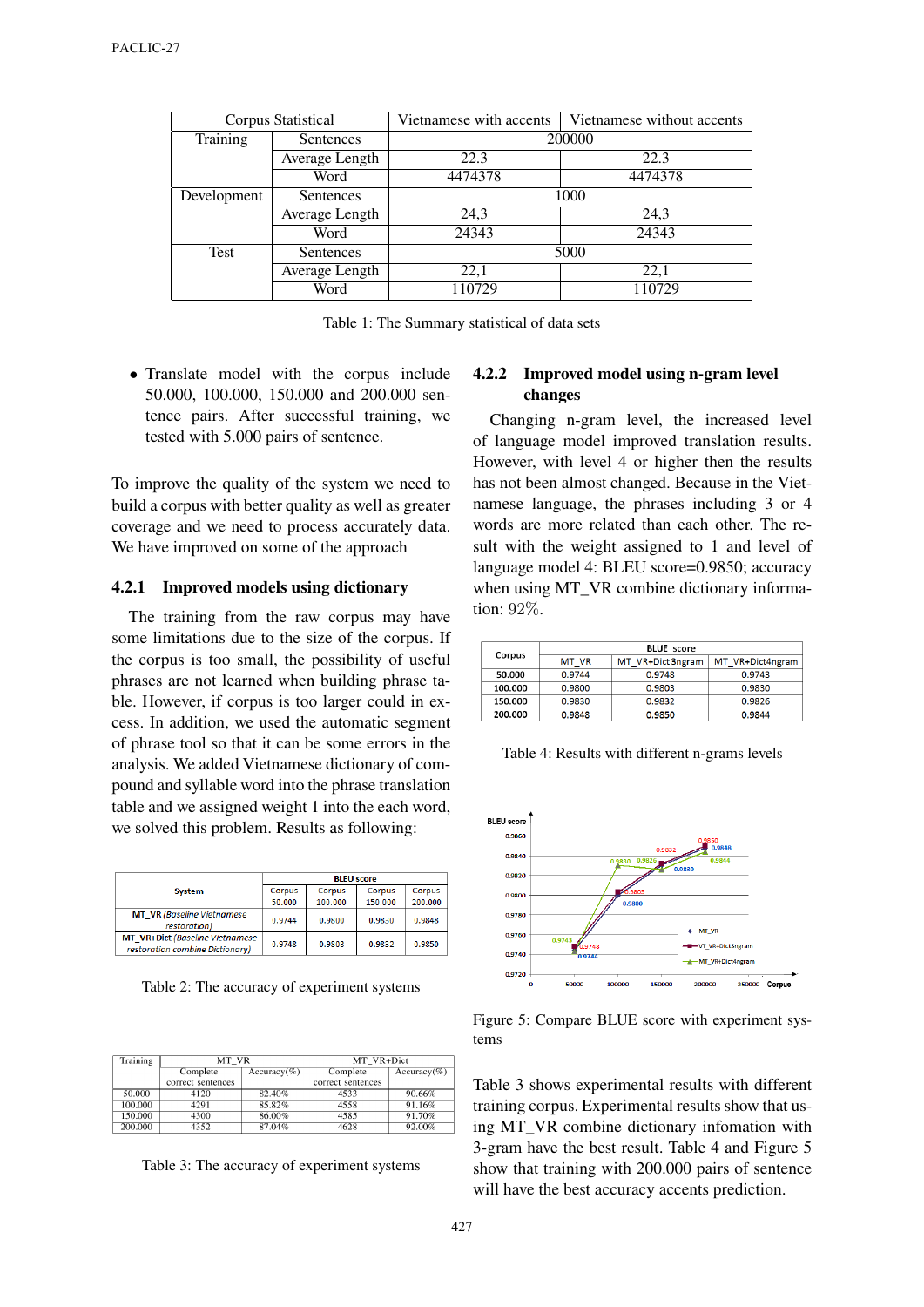| Corpus Statistical | | Vietnamese with accents | Vietnamese without accents |
|---|---|---|---|
| Training | Sentences | 200000 | |
| | Average Length | 22.3 | 22.3 |
| | Word | 4474378 | 4474378 |
| Development | Sentences | 1000 | |
| | Average Length | 24,3 | 24,3 |
| | Word | 24343 | 24343 |
| Test | Sentences | 5000 | |
| | Average Length | 22,1 | 22,1 |
| | Word | 110729 | 110729 |

Table 1: The Summary statistical of data sets

- Translate model with the corpus include 50.000, 100.000, 150.000 and 200.000 sentence pairs. After successful training, we tested with 5.000 pairs of sentence.

To improve the quality of the system we need to build a corpus with better quality as well as greater coverage and we need to process accurately data. We have improved on some of the approach

### 4.2.1 Improved models using dictionary

The training from the raw corpus may have some limitations due to the size of the corpus. If the corpus is too small, the possibility of useful phrases are not learned when building phrase table. However, if corpus is too larger could in excess. In addition, we used the automatic segment of phrase tool so that it can be some errors in the analysis. We added Vietnamese dictionary of compound and syllable word into the phrase translation table and we assigned weight 1 into the each word, we solved this problem. Results as following:

| System | BLEU score | | | |
|---|---|---|---|---|
| | Corpus 50.000 | Corpus 100.000 | Corpus 150.000 | Corpus 200.000 |
| MT_VR *(Baseline Vietnamese restoration)* | 0.9744 | 0.9800 | 0.9830 | 0.9848 |
| MT_VR+Dict *(Baseline Vietnamese restoration combine Dictionary)* | 0.9748 | 0.9803 | 0.9832 | 0.9850 |

Table 2: The accuracy of experiment systems

| Training | MT_VR | | MT_VR+Dict | |
|---|---|---|---|---|
| | Complete correct sentences | Accuracy(%) | Complete correct sentences | Accuracy(%) |
| 50.000 | 4120 | 82.40% | 4533 | 90.66% |
| 100.000 | 4291 | 85.82% | 4558 | 91.16% |
| 150.000 | 4300 | 86.00% | 4585 | 91.70% |
| 200.000 | 4352 | 87.04% | 4628 | 92.00% |

Table 3: The accuracy of experiment systems

### 4.2.2 Improved model using n-gram level changes

Changing n-gram level, the increased level of language model improved translation results. However, with level 4 or higher then the results has not been almost changed. Because in the Vietnamese language, the phrases including 3 or 4 words are more related than each other. The result with the weight assigned to 1 and level of language model 4: BLEU score=0.9850; accuracy when using MT_VR combine dictionary information: 92%.

| Corpus | BLUE score | | |
|---|---|---|---|
| | MT_VR | MT_VR+Dict 3ngram | MT_VR+Dict4ngram |
| 50.000 | 0.9744 | 0.9748 | 0.9743 |
| 100.000 | 0.9800 | 0.9803 | 0.9830 |
| 150.000 | 0.9830 | 0.9832 | 0.9826 |
| 200.000 | 0.9848 | 0.9850 | 0.9844 |

Table 4: Results with different n-grams levels

Figure 5: Compare BLUE score with experiment systems

Table 3 shows experimental results with different training corpus. Experimental results show that using MT_VR combine dictionary infomation with 3-gram have the best result. Table 4 and Figure 5 show that training with 200.000 pairs of sentence will have the best accuracy accents prediction.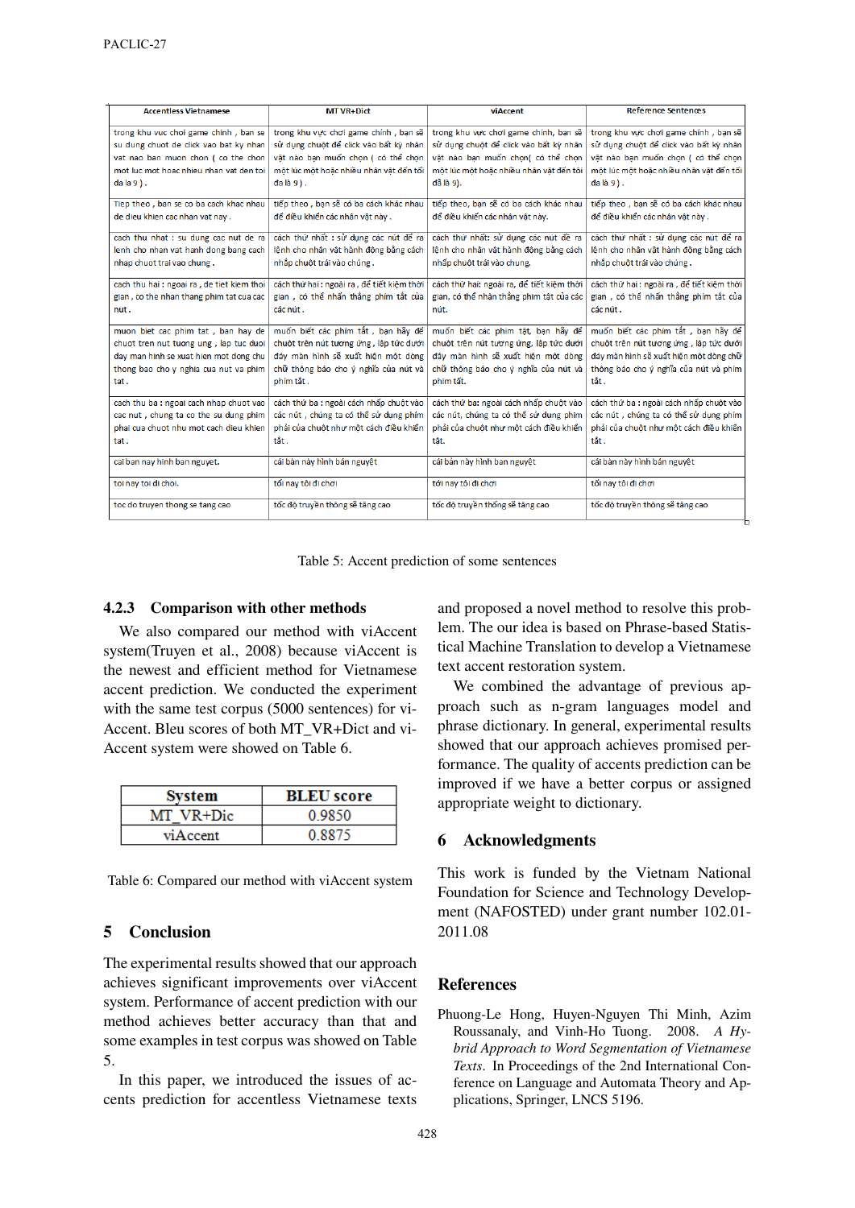| Accentless Vietnamese | MT VR+Dict | viAccent | Reference Sentences |
|---|---|---|---|
| trong khu vuc choi game chinh , ban se su dung chuot de click vao bat ky nhan vat nao ban muon chon ( co the chon mot luc mot hoac nhieu nhan vat den toi da la 9 ) . | trong khu vực chơi game chính , bạn sẽ sử dụng chuột để click vào bất kỳ nhân vật nào bạn muốn chọn ( có thể chọn một lúc một hoặc nhiều nhân vật đến tối đa là 9 ) . | trong khu vực chơi game chính, bạn sẽ sử dụng chuột để click vào bất kỳ nhân vật nào bạn muốn chọn( có thể chọn một lúc một hoặc nhiều nhân vật đến tối đã là 9). | trong khu vực chơi game chính , bạn sẽ sử dụng chuột để click vào bất kỳ nhân vật nào bạn muốn chọn ( có thể chọn một lúc một hoặc nhiều nhân vật đến tối đa là 9 ) . |
| Tiep theo , ban se co ba cach khac nhau de dieu khien cac nhan vat nay . | tiếp theo , bạn sẽ có ba cách khác nhau để điều khiển các nhân vật này . | tiếp theo, bạn sẽ có ba cách khác nhau để điều khiển các nhân vật này. | tiếp theo , bạn sẽ có ba cách khác nhau để điều khiển các nhân vật này . |
| cach thu nhat : su dung cac nut de ra lenh cho nhan vat hanh dong bang cach nhap chuot trai vao chung . | cách thứ nhất : sử dụng các nút để ra lệnh cho nhân vật hành động bằng cách nhấp chuột trái vào chúng . | cách thứ nhất: sử dụng các nút để ra lệnh cho nhân vật hành động bằng cách nhấp chuột trái vào chung. | cách thứ nhất : sử dụng các nút để ra lệnh cho nhân vật hành động bằng cách nhấp chuột trái vào chúng . |
| cach thu hai : ngoai ra , de tiet kiem thoi gian , co the nhan thang phim tat cua cac nut . | cách thứ hai : ngoài ra , để tiết kiệm thời gian , có thể nhấn thẳng phím tắt của các nút . | cách thứ hai: ngoài ra, để tiết kiệm thời gian, có thể nhân thẳng phim tắt của các nút. | cách thứ hai : ngoài ra , để tiết kiệm thời gian , có thể nhấn thẳng phím tắt của các nút . |
| muon biet cac phim tat , ban hay de chuot tren nut tuong ung , lap tuc duoi day man hinh se xuat hien mot dong chu thong bao cho y nghia cua nut va phim tat . | muốn biết các phím tắt , bạn hãy để chuột trên nút tương ứng , lập tức dưới đáy màn hình sẽ xuất hiện một dòng chữ thông báo cho ý nghĩa của nút và phím tắt . | muốn biết các phím tật, bạn hãy để chuột trên nút tương ứng, lập tức dưới đây màn hình sẽ xuất hiện một dòng chữ thông báo cho ý nghĩa của nút và phim tắt. | muốn biết các phím tắt , bạn hãy để chuột trên nút tương ứng , lập tức dưới đáy màn hình sẽ xuất hiện một dòng chữ thông báo cho ý nghĩa của nút và phím tắt . |
| cach thu ba : ngoai cach nhap chuot vao cac nut , chung ta co the su dung phim phai cua chuot nhu mot cach dieu khien tat . | cách thứ ba : ngoài cách nhấp chuột vào các nút , chúng ta có thể sử dụng phím phải của chuột như một cách điều khiển tắt . | cách thứ ba: ngoài cách nhấp chuột vào các nút, chúng ta có thể sử dung phim phải của chuột như một cách điều khiển tắt. | cách thứ ba : ngoài cách nhấp chuột vào các nút , chúng ta có thể sử dụng phím phải của chuột như một cách điều khiển tắt . |
| cai ban nay hinh ban nguyet. | cái bàn này hình bán nguyệt | cái bàn này hình ban nguyệt | cái bàn này hình bán nguyệt |
| toi nay toi di choi. | tối nay tôi đi chơi | tối nay tôi đi chơi | tối nay tôi đi chơi |
| toc do truyen thong se tang cao | tốc độ truyền thông sẽ tăng cao | tốc độ truyền thống sẽ tăng cao | tốc độ truyền thông sẽ tăng cao |

Table 5: Accent prediction of some sentences

#### 4.2.3 Comparison with other methods

We also compared our method with viAccent system(Truyen et al., 2008) because viAccent is the newest and efficient method for Vietnamese accent prediction. We conducted the experiment with the same test corpus (5000 sentences) for viAccent. Bleu scores of both MT_VR+Dict and viAccent system were showed on Table 6.

| System | BLEU score |
|---|---|
| MT_VR+Dic | 0.9850 |
| viAccent | 0.8875 |

Table 6: Compared our method with viAccent system

## 5 Conclusion

The experimental results showed that our approach achieves significant improvements over viAccent system. Performance of accent prediction with our method achieves better accuracy than that and some examples in test corpus was showed on Table 5.

In this paper, we introduced the issues of accents prediction for accentless Vietnamese texts and proposed a novel method to resolve this problem. The our idea is based on Phrase-based Statistical Machine Translation to develop a Vietnamese text accent restoration system.

We combined the advantage of previous approach such as n-gram languages model and phrase dictionary. In general, experimental results showed that our approach achieves promised performance. The quality of accents prediction can be improved if we have a better corpus or assigned appropriate weight to dictionary.

## 6 Acknowledgments

This work is funded by the Vietnam National Foundation for Science and Technology Development (NAFOSTED) under grant number 102.01-2011.08

## References

Phuong-Le Hong, Huyen-Nguyen Thi Minh, Azim Roussanaly, and Vinh-Ho Tuong. 2008. *A Hybrid Approach to Word Segmentation of Vietnamese Texts*. In Proceedings of the 2nd International Conference on Language and Automata Theory and Applications, Springer, LNCS 5196.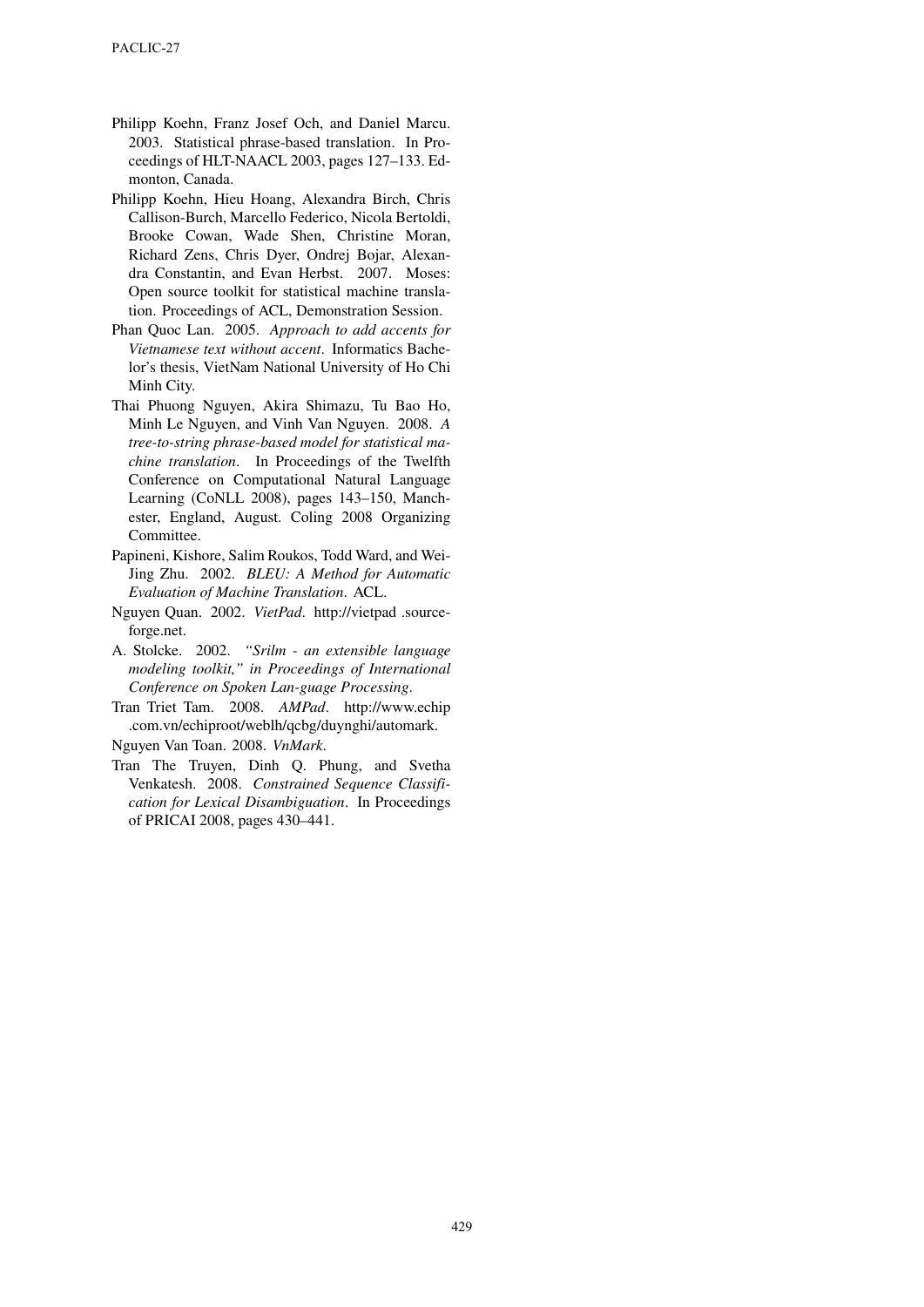Philipp Koehn, Franz Josef Och, and Daniel Marcu. 2003. Statistical phrase-based translation. In Proceedings of HLT-NAACL 2003, pages 127–133. Edmonton, Canada.

Philipp Koehn, Hieu Hoang, Alexandra Birch, Chris Callison-Burch, Marcello Federico, Nicola Bertoldi, Brooke Cowan, Wade Shen, Christine Moran, Richard Zens, Chris Dyer, Ondrej Bojar, Alexandra Constantin, and Evan Herbst. 2007. Moses: Open source toolkit for statistical machine translation. Proceedings of ACL, Demonstration Session.

Phan Quoc Lan. 2005. *Approach to add accents for Vietnamese text without accent*. Informatics Bachelor's thesis, VietNam National University of Ho Chi Minh City.

Thai Phuong Nguyen, Akira Shimazu, Tu Bao Ho, Minh Le Nguyen, and Vinh Van Nguyen. 2008. *A tree-to-string phrase-based model for statistical machine translation*. In Proceedings of the Twelfth Conference on Computational Natural Language Learning (CoNLL 2008), pages 143–150, Manchester, England, August. Coling 2008 Organizing Committee.

Papineni, Kishore, Salim Roukos, Todd Ward, and Wei-Jing Zhu. 2002. *BLEU: A Method for Automatic Evaluation of Machine Translation*. ACL.

Nguyen Quan. 2002. *VietPad*. http://vietpad .sourceforge.net.

A. Stolcke. 2002. *"Srilm - an extensible language modeling toolkit," in Proceedings of International Conference on Spoken Lan-guage Processing*.

Tran Triet Tam. 2008. *AMPad*. http://www.echip .com.vn/echiproot/weblh/qcbg/duynghi/automark.

Nguyen Van Toan. 2008. *VnMark*.

Tran The Truyen, Dinh Q. Phung, and Svetha Venkatesh. 2008. *Constrained Sequence Classification for Lexical Disambiguation*. In Proceedings of PRICAI 2008, pages 430–441.